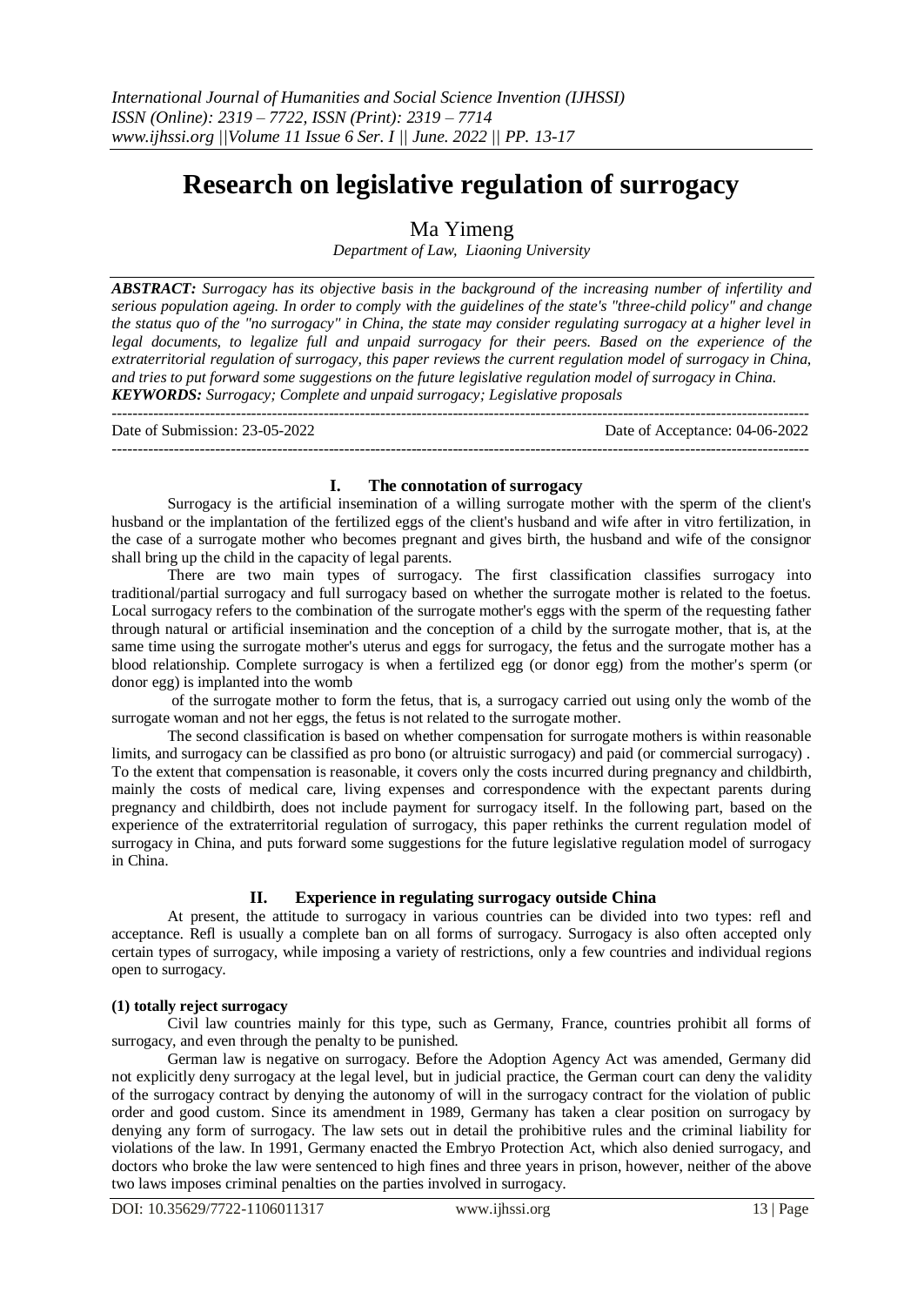# Research on legislative regulation of surrogacy

Ma Yimeng

*Department of Law, Liaoning University*

***ABSTRACT:*** *Surrogacy has its objective basis in the background of the increasing number of infertility and serious population ageing. In order to comply with the guidelines of the state's "three-child policy" and change the status quo of the "no surrogacy" in China, the state may consider regulating surrogacy at a higher level in legal documents, to legalize full and unpaid surrogacy for their peers. Based on the experience of the extraterritorial regulation of surrogacy, this paper reviews the current regulation model of surrogacy in China, and tries to put forward some suggestions on the future legislative regulation model of surrogacy in China.*

***KEYWORDS:*** *Surrogacy; Complete and unpaid surrogacy; Legislative proposals*

Date of Submission: 23-05-2022 Date of Acceptance: 04-06-2022

## I. The connotation of surrogacy

Surrogacy is the artificial insemination of a willing surrogate mother with the sperm of the client's husband or the implantation of the fertilized eggs of the client's husband and wife after in vitro fertilization, in the case of a surrogate mother who becomes pregnant and gives birth, the husband and wife of the consignor shall bring up the child in the capacity of legal parents.

There are two main types of surrogacy. The first classification classifies surrogacy into traditional/partial surrogacy and full surrogacy based on whether the surrogate mother is related to the foetus. Local surrogacy refers to the combination of the surrogate mother's eggs with the sperm of the requesting father through natural or artificial insemination and the conception of a child by the surrogate mother, that is, at the same time using the surrogate mother's uterus and eggs for surrogacy, the fetus and the surrogate mother has a blood relationship. Complete surrogacy is when a fertilized egg (or donor egg) from the mother's sperm (or donor egg) is implanted into the womb of the surrogate mother to form the fetus, that is, a surrogacy carried out using only the womb of the surrogate woman and not her eggs, the fetus is not related to the surrogate mother.

The second classification is based on whether compensation for surrogate mothers is within reasonable limits, and surrogacy can be classified as pro bono (or altruistic surrogacy) and paid (or commercial surrogacy) . To the extent that compensation is reasonable, it covers only the costs incurred during pregnancy and childbirth, mainly the costs of medical care, living expenses and correspondence with the expectant parents during pregnancy and childbirth, does not include payment for surrogacy itself. In the following part, based on the experience of the extraterritorial regulation of surrogacy, this paper rethinks the current regulation model of surrogacy in China, and puts forward some suggestions for the future legislative regulation model of surrogacy in China.

## II. Experience in regulating surrogacy outside China

At present, the attitude to surrogacy in various countries can be divided into two types: refl and acceptance. Refl is usually a complete ban on all forms of surrogacy. Surrogacy is also often accepted only certain types of surrogacy, while imposing a variety of restrictions, only a few countries and individual regions open to surrogacy.

### (1) totally reject surrogacy

Civil law countries mainly for this type, such as Germany, France, countries prohibit all forms of surrogacy, and even through the penalty to be punished.

German law is negative on surrogacy. Before the Adoption Agency Act was amended, Germany did not explicitly deny surrogacy at the legal level, but in judicial practice, the German court can deny the validity of the surrogacy contract by denying the autonomy of will in the surrogacy contract for the violation of public order and good custom. Since its amendment in 1989, Germany has taken a clear position on surrogacy by denying any form of surrogacy. The law sets out in detail the prohibitive rules and the criminal liability for violations of the law. In 1991, Germany enacted the Embryo Protection Act, which also denied surrogacy, and doctors who broke the law were sentenced to high fines and three years in prison, however, neither of the above two laws imposes criminal penalties on the parties involved in surrogacy.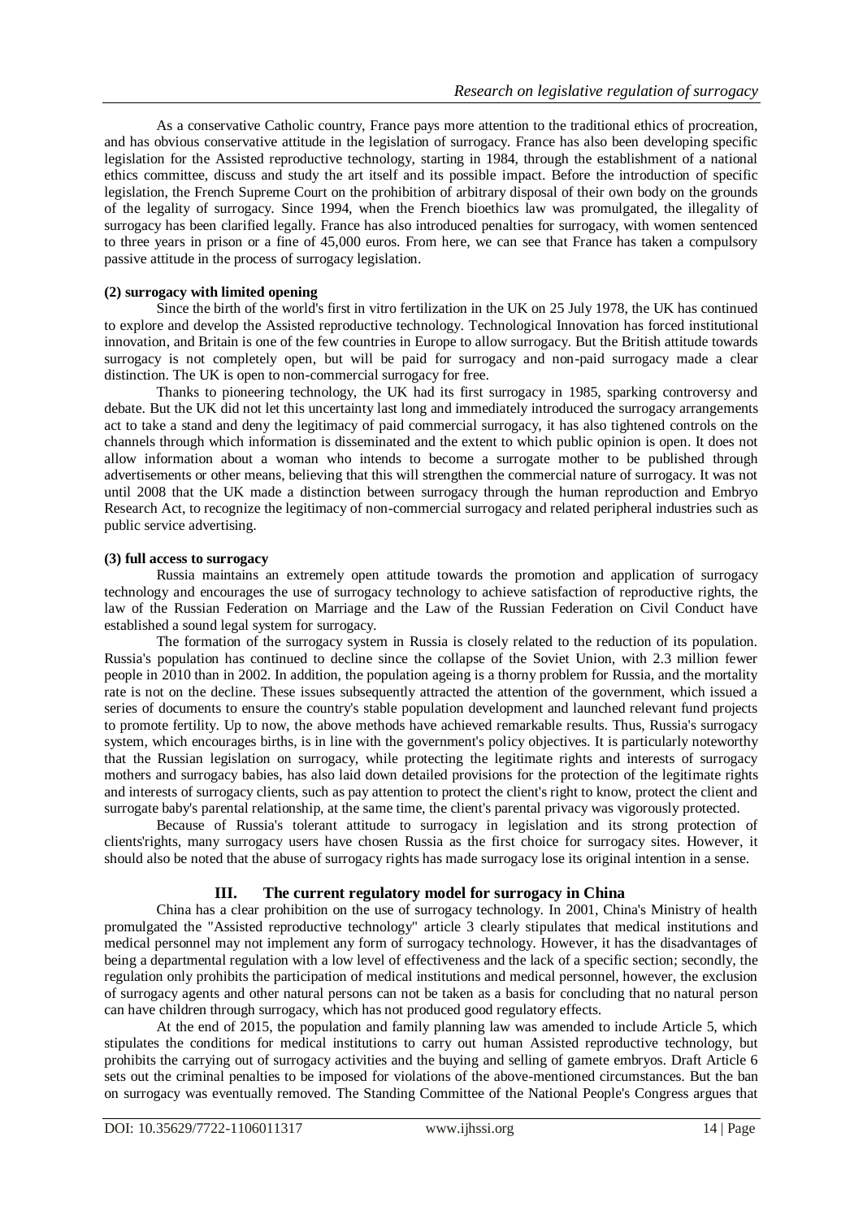As a conservative Catholic country, France pays more attention to the traditional ethics of procreation, and has obvious conservative attitude in the legislation of surrogacy. France has also been developing specific legislation for the Assisted reproductive technology, starting in 1984, through the establishment of a national ethics committee, discuss and study the art itself and its possible impact. Before the introduction of specific legislation, the French Supreme Court on the prohibition of arbitrary disposal of their own body on the grounds of the legality of surrogacy. Since 1994, when the French bioethics law was promulgated, the illegality of surrogacy has been clarified legally. France has also introduced penalties for surrogacy, with women sentenced to three years in prison or a fine of 45,000 euros. From here, we can see that France has taken a compulsory passive attitude in the process of surrogacy legislation.

**(2) surrogacy with limited opening**

Since the birth of the world's first in vitro fertilization in the UK on 25 July 1978, the UK has continued to explore and develop the Assisted reproductive technology. Technological Innovation has forced institutional innovation, and Britain is one of the few countries in Europe to allow surrogacy. But the British attitude towards surrogacy is not completely open, but will be paid for surrogacy and non-paid surrogacy made a clear distinction. The UK is open to non-commercial surrogacy for free.

Thanks to pioneering technology, the UK had its first surrogacy in 1985, sparking controversy and debate. But the UK did not let this uncertainty last long and immediately introduced the surrogacy arrangements act to take a stand and deny the legitimacy of paid commercial surrogacy, it has also tightened controls on the channels through which information is disseminated and the extent to which public opinion is open. It does not allow information about a woman who intends to become a surrogate mother to be published through advertisements or other means, believing that this will strengthen the commercial nature of surrogacy. It was not until 2008 that the UK made a distinction between surrogacy through the human reproduction and Embryo Research Act, to recognize the legitimacy of non-commercial surrogacy and related peripheral industries such as public service advertising.

**(3) full access to surrogacy**

Russia maintains an extremely open attitude towards the promotion and application of surrogacy technology and encourages the use of surrogacy technology to achieve satisfaction of reproductive rights, the law of the Russian Federation on Marriage and the Law of the Russian Federation on Civil Conduct have established a sound legal system for surrogacy.

The formation of the surrogacy system in Russia is closely related to the reduction of its population. Russia's population has continued to decline since the collapse of the Soviet Union, with 2.3 million fewer people in 2010 than in 2002. In addition, the population ageing is a thorny problem for Russia, and the mortality rate is not on the decline. These issues subsequently attracted the attention of the government, which issued a series of documents to ensure the country's stable population development and launched relevant fund projects to promote fertility. Up to now, the above methods have achieved remarkable results. Thus, Russia's surrogacy system, which encourages births, is in line with the government's policy objectives. It is particularly noteworthy that the Russian legislation on surrogacy, while protecting the legitimate rights and interests of surrogacy mothers and surrogacy babies, has also laid down detailed provisions for the protection of the legitimate rights and interests of surrogacy clients, such as pay attention to protect the client's right to know, protect the client and surrogate baby's parental relationship, at the same time, the client's parental privacy was vigorously protected.

Because of Russia's tolerant attitude to surrogacy in legislation and its strong protection of clients'rights, many surrogacy users have chosen Russia as the first choice for surrogacy sites. However, it should also be noted that the abuse of surrogacy rights has made surrogacy lose its original intention in a sense.

## III. The current regulatory model for surrogacy in China

China has a clear prohibition on the use of surrogacy technology. In 2001, China's Ministry of health promulgated the "Assisted reproductive technology" article 3 clearly stipulates that medical institutions and medical personnel may not implement any form of surrogacy technology. However, it has the disadvantages of being a departmental regulation with a low level of effectiveness and the lack of a specific section; secondly, the regulation only prohibits the participation of medical institutions and medical personnel, however, the exclusion of surrogacy agents and other natural persons can not be taken as a basis for concluding that no natural person can have children through surrogacy, which has not produced good regulatory effects.

At the end of 2015, the population and family planning law was amended to include Article 5, which stipulates the conditions for medical institutions to carry out human Assisted reproductive technology, but prohibits the carrying out of surrogacy activities and the buying and selling of gamete embryos. Draft Article 6 sets out the criminal penalties to be imposed for violations of the above-mentioned circumstances. But the ban on surrogacy was eventually removed. The Standing Committee of the National People's Congress argues that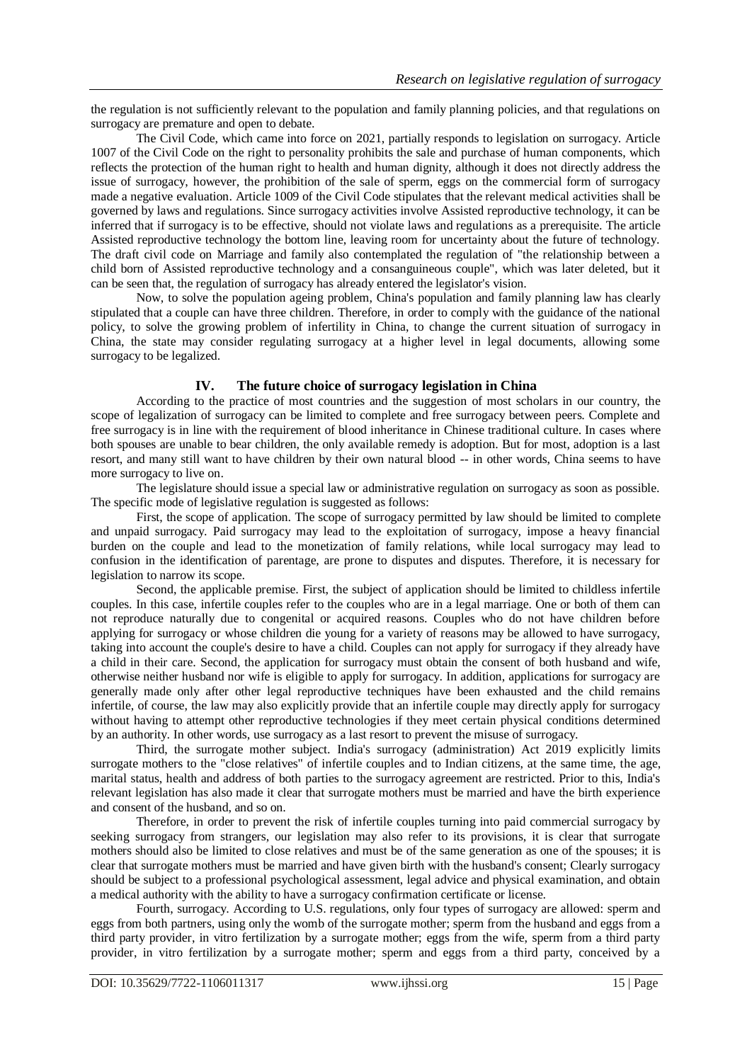the regulation is not sufficiently relevant to the population and family planning policies, and that regulations on surrogacy are premature and open to debate.

The Civil Code, which came into force on 2021, partially responds to legislation on surrogacy. Article 1007 of the Civil Code on the right to personality prohibits the sale and purchase of human components, which reflects the protection of the human right to health and human dignity, although it does not directly address the issue of surrogacy, however, the prohibition of the sale of sperm, eggs on the commercial form of surrogacy made a negative evaluation. Article 1009 of the Civil Code stipulates that the relevant medical activities shall be governed by laws and regulations. Since surrogacy activities involve Assisted reproductive technology, it can be inferred that if surrogacy is to be effective, should not violate laws and regulations as a prerequisite. The article Assisted reproductive technology the bottom line, leaving room for uncertainty about the future of technology. The draft civil code on Marriage and family also contemplated the regulation of "the relationship between a child born of Assisted reproductive technology and a consanguineous couple", which was later deleted, but it can be seen that, the regulation of surrogacy has already entered the legislator's vision.

Now, to solve the population ageing problem, China's population and family planning law has clearly stipulated that a couple can have three children. Therefore, in order to comply with the guidance of the national policy, to solve the growing problem of infertility in China, to change the current situation of surrogacy in China, the state may consider regulating surrogacy at a higher level in legal documents, allowing some surrogacy to be legalized.

## IV. The future choice of surrogacy legislation in China

According to the practice of most countries and the suggestion of most scholars in our country, the scope of legalization of surrogacy can be limited to complete and free surrogacy between peers. Complete and free surrogacy is in line with the requirement of blood inheritance in Chinese traditional culture. In cases where both spouses are unable to bear children, the only available remedy is adoption. But for most, adoption is a last resort, and many still want to have children by their own natural blood -- in other words, China seems to have more surrogacy to live on.

The legislature should issue a special law or administrative regulation on surrogacy as soon as possible. The specific mode of legislative regulation is suggested as follows:

First, the scope of application. The scope of surrogacy permitted by law should be limited to complete and unpaid surrogacy. Paid surrogacy may lead to the exploitation of surrogacy, impose a heavy financial burden on the couple and lead to the monetization of family relations, while local surrogacy may lead to confusion in the identification of parentage, are prone to disputes and disputes. Therefore, it is necessary for legislation to narrow its scope.

Second, the applicable premise. First, the subject of application should be limited to childless infertile couples. In this case, infertile couples refer to the couples who are in a legal marriage. One or both of them can not reproduce naturally due to congenital or acquired reasons. Couples who do not have children before applying for surrogacy or whose children die young for a variety of reasons may be allowed to have surrogacy, taking into account the couple's desire to have a child. Couples can not apply for surrogacy if they already have a child in their care. Second, the application for surrogacy must obtain the consent of both husband and wife, otherwise neither husband nor wife is eligible to apply for surrogacy. In addition, applications for surrogacy are generally made only after other legal reproductive techniques have been exhausted and the child remains infertile, of course, the law may also explicitly provide that an infertile couple may directly apply for surrogacy without having to attempt other reproductive technologies if they meet certain physical conditions determined by an authority. In other words, use surrogacy as a last resort to prevent the misuse of surrogacy.

Third, the surrogate mother subject. India's surrogacy (administration) Act 2019 explicitly limits surrogate mothers to the "close relatives" of infertile couples and to Indian citizens, at the same time, the age, marital status, health and address of both parties to the surrogacy agreement are restricted. Prior to this, India's relevant legislation has also made it clear that surrogate mothers must be married and have the birth experience and consent of the husband, and so on.

Therefore, in order to prevent the risk of infertile couples turning into paid commercial surrogacy by seeking surrogacy from strangers, our legislation may also refer to its provisions, it is clear that surrogate mothers should also be limited to close relatives and must be of the same generation as one of the spouses; it is clear that surrogate mothers must be married and have given birth with the husband's consent; Clearly surrogacy should be subject to a professional psychological assessment, legal advice and physical examination, and obtain a medical authority with the ability to have a surrogacy confirmation certificate or license.

Fourth, surrogacy. According to U.S. regulations, only four types of surrogacy are allowed: sperm and eggs from both partners, using only the womb of the surrogate mother; sperm from the husband and eggs from a third party provider, in vitro fertilization by a surrogate mother; eggs from the wife, sperm from a third party provider, in vitro fertilization by a surrogate mother; sperm and eggs from a third party, conceived by a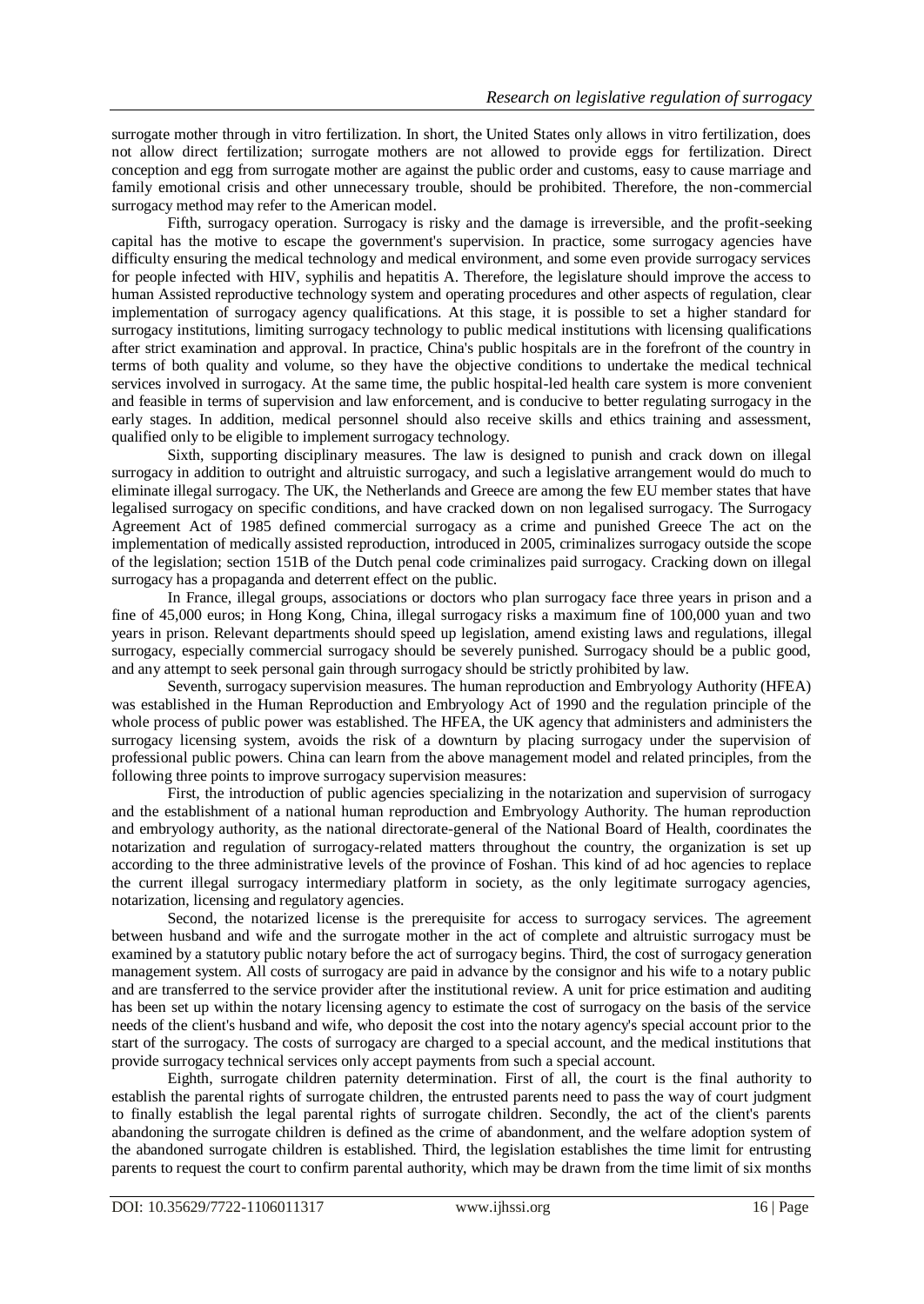surrogate mother through in vitro fertilization. In short, the United States only allows in vitro fertilization, does not allow direct fertilization; surrogate mothers are not allowed to provide eggs for fertilization. Direct conception and egg from surrogate mother are against the public order and customs, easy to cause marriage and family emotional crisis and other unnecessary trouble, should be prohibited. Therefore, the non-commercial surrogacy method may refer to the American model.

Fifth, surrogacy operation. Surrogacy is risky and the damage is irreversible, and the profit-seeking capital has the motive to escape the government's supervision. In practice, some surrogacy agencies have difficulty ensuring the medical technology and medical environment, and some even provide surrogacy services for people infected with HIV, syphilis and hepatitis A. Therefore, the legislature should improve the access to human Assisted reproductive technology system and operating procedures and other aspects of regulation, clear implementation of surrogacy agency qualifications. At this stage, it is possible to set a higher standard for surrogacy institutions, limiting surrogacy technology to public medical institutions with licensing qualifications after strict examination and approval. In practice, China's public hospitals are in the forefront of the country in terms of both quality and volume, so they have the objective conditions to undertake the medical technical services involved in surrogacy. At the same time, the public hospital-led health care system is more convenient and feasible in terms of supervision and law enforcement, and is conducive to better regulating surrogacy in the early stages. In addition, medical personnel should also receive skills and ethics training and assessment, qualified only to be eligible to implement surrogacy technology.

Sixth, supporting disciplinary measures. The law is designed to punish and crack down on illegal surrogacy in addition to outright and altruistic surrogacy, and such a legislative arrangement would do much to eliminate illegal surrogacy. The UK, the Netherlands and Greece are among the few EU member states that have legalised surrogacy on specific conditions, and have cracked down on non legalised surrogacy. The Surrogacy Agreement Act of 1985 defined commercial surrogacy as a crime and punished Greece The act on the implementation of medically assisted reproduction, introduced in 2005, criminalizes surrogacy outside the scope of the legislation; section 151B of the Dutch penal code criminalizes paid surrogacy. Cracking down on illegal surrogacy has a propaganda and deterrent effect on the public.

In France, illegal groups, associations or doctors who plan surrogacy face three years in prison and a fine of 45,000 euros; in Hong Kong, China, illegal surrogacy risks a maximum fine of 100,000 yuan and two years in prison. Relevant departments should speed up legislation, amend existing laws and regulations, illegal surrogacy, especially commercial surrogacy should be severely punished. Surrogacy should be a public good, and any attempt to seek personal gain through surrogacy should be strictly prohibited by law.

Seventh, surrogacy supervision measures. The human reproduction and Embryology Authority (HFEA) was established in the Human Reproduction and Embryology Act of 1990 and the regulation principle of the whole process of public power was established. The HFEA, the UK agency that administers and administers the surrogacy licensing system, avoids the risk of a downturn by placing surrogacy under the supervision of professional public powers. China can learn from the above management model and related principles, from the following three points to improve surrogacy supervision measures:

First, the introduction of public agencies specializing in the notarization and supervision of surrogacy and the establishment of a national human reproduction and Embryology Authority. The human reproduction and embryology authority, as the national directorate-general of the National Board of Health, coordinates the notarization and regulation of surrogacy-related matters throughout the country, the organization is set up according to the three administrative levels of the province of Foshan. This kind of ad hoc agencies to replace the current illegal surrogacy intermediary platform in society, as the only legitimate surrogacy agencies, notarization, licensing and regulatory agencies.

Second, the notarized license is the prerequisite for access to surrogacy services. The agreement between husband and wife and the surrogate mother in the act of complete and altruistic surrogacy must be examined by a statutory public notary before the act of surrogacy begins. Third, the cost of surrogacy generation management system. All costs of surrogacy are paid in advance by the consignor and his wife to a notary public and are transferred to the service provider after the institutional review. A unit for price estimation and auditing has been set up within the notary licensing agency to estimate the cost of surrogacy on the basis of the service needs of the client's husband and wife, who deposit the cost into the notary agency's special account prior to the start of the surrogacy. The costs of surrogacy are charged to a special account, and the medical institutions that provide surrogacy technical services only accept payments from such a special account.

Eighth, surrogate children paternity determination. First of all, the court is the final authority to establish the parental rights of surrogate children, the entrusted parents need to pass the way of court judgment to finally establish the legal parental rights of surrogate children. Secondly, the act of the client's parents abandoning the surrogate children is defined as the crime of abandonment, and the welfare adoption system of the abandoned surrogate children is established. Third, the legislation establishes the time limit for entrusting parents to request the court to confirm parental authority, which may be drawn from the time limit of six months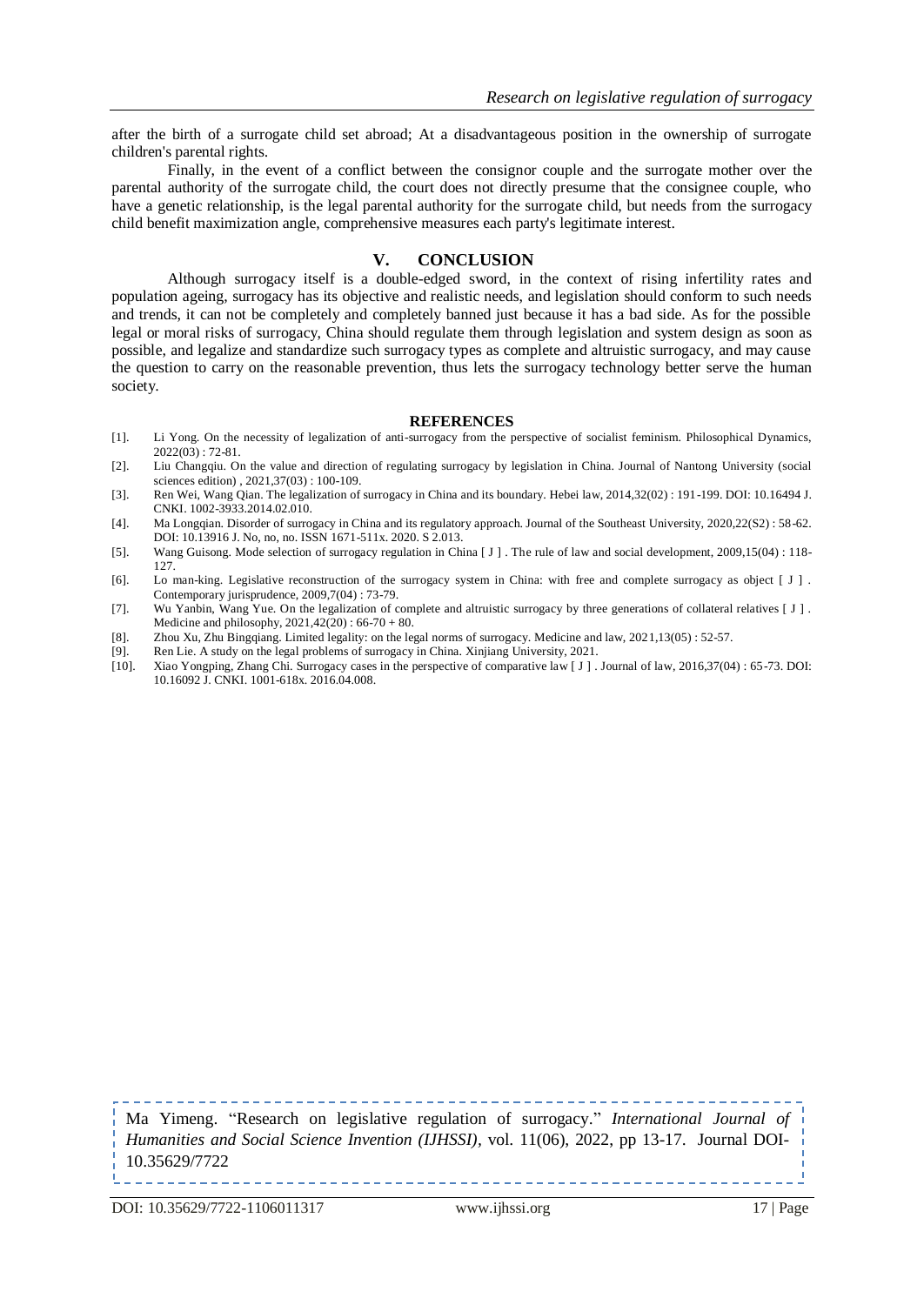after the birth of a surrogate child set abroad; At a disadvantageous position in the ownership of surrogate children's parental rights.

Finally, in the event of a conflict between the consignor couple and the surrogate mother over the parental authority of the surrogate child, the court does not directly presume that the consignee couple, who have a genetic relationship, is the legal parental authority for the surrogate child, but needs from the surrogacy child benefit maximization angle, comprehensive measures each party's legitimate interest.

## V. CONCLUSION

Although surrogacy itself is a double-edged sword, in the context of rising infertility rates and population ageing, surrogacy has its objective and realistic needs, and legislation should conform to such needs and trends, it can not be completely and completely banned just because it has a bad side. As for the possible legal or moral risks of surrogacy, China should regulate them through legislation and system design as soon as possible, and legalize and standardize such surrogacy types as complete and altruistic surrogacy, and may cause the question to carry on the reasonable prevention, thus lets the surrogacy technology better serve the human society.

## REFERENCES

[1]. Li Yong. On the necessity of legalization of anti-surrogacy from the perspective of socialist feminism. Philosophical Dynamics, 2022(03) : 72-81.

[2]. Liu Changqiu. On the value and direction of regulating surrogacy by legislation in China. Journal of Nantong University (social sciences edition) , 2021,37(03) : 100-109.

[3]. Ren Wei, Wang Qian. The legalization of surrogacy in China and its boundary. Hebei law, 2014,32(02) : 191-199. DOI: 10.16494 J. CNKI. 1002-3933.2014.02.010.

[4]. Ma Longqian. Disorder of surrogacy in China and its regulatory approach. Journal of the Southeast University, 2020,22(S2) : 58-62. DOI: 10.13916 J. No, no, no. ISSN 1671-511x. 2020. S 2.013.

[5]. Wang Guisong. Mode selection of surrogacy regulation in China [ J ] . The rule of law and social development, 2009,15(04) : 118-127.

[6]. Lo man-king. Legislative reconstruction of the surrogacy system in China: with free and complete surrogacy as object [ J ] . Contemporary jurisprudence, 2009,7(04) : 73-79.

[7]. Wu Yanbin, Wang Yue. On the legalization of complete and altruistic surrogacy by three generations of collateral relatives [ J ] . Medicine and philosophy, 2021,42(20) : 66-70 + 80.

[8]. Zhou Xu, Zhu Bingqiang. Limited legality: on the legal norms of surrogacy. Medicine and law, 2021,13(05) : 52-57.

[9]. Ren Lie. A study on the legal problems of surrogacy in China. Xinjiang University, 2021.

[10]. Xiao Yongping, Zhang Chi. Surrogacy cases in the perspective of comparative law [ J ] . Journal of law, 2016,37(04) : 65-73. DOI: 10.16092 J. CNKI. 1001-618x. 2016.04.008.

Ma Yimeng. "Research on legislative regulation of surrogacy." *International Journal of Humanities and Social Science Invention (IJHSSI)*, vol. 11(06), 2022, pp 13-17. Journal DOI- 10.35629/7722